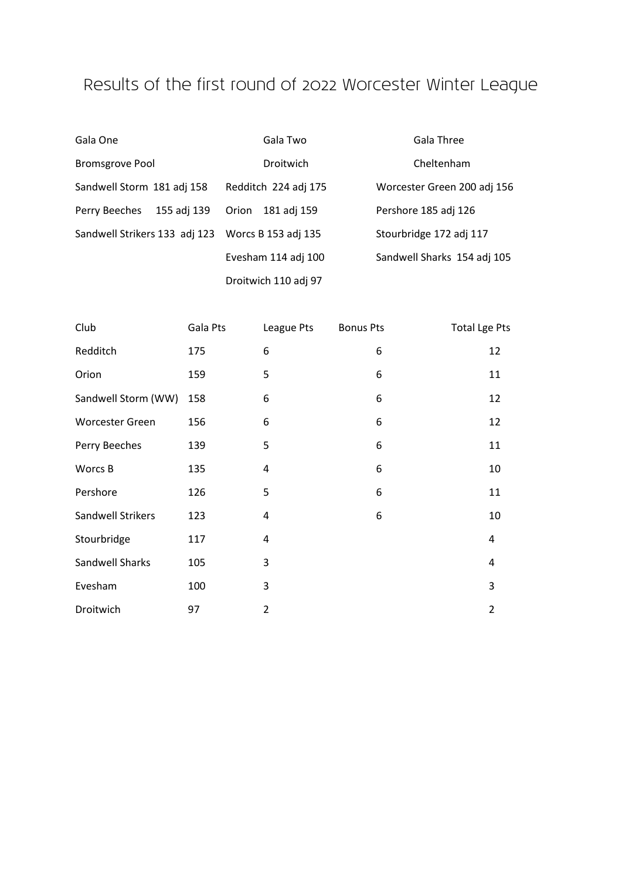# Results of the first round of 2022 Worcester Winter League

| Gala One | Gala Two | Gala Three |
|---|---|---|
| Bromsgrove Pool | Droitwich | Cheltenham |
| Sandwell Storm 181 adj 158 | Redditch 224 adj 175 | Worcester Green 200 adj 156 |
| Perry Beeches 155 adj 139 | Orion 181 adj 159 | Pershore 185 adj 126 |
| Sandwell Strikers 133 adj 123 | Worcs B 153 adj 135 | Stourbridge 172 adj 117 |
| | Evesham 114 adj 100 | Sandwell Sharks 154 adj 105 |
| | Droitwich 110 adj 97 | |

| Club | Gala Pts | League Pts | Bonus Pts | Total Lge Pts |
|---|---|---|---|---|
| Redditch | 175 | 6 | 6 | 12 |
| Orion | 159 | 5 | 6 | 11 |
| Sandwell Storm (WW) | 158 | 6 | 6 | 12 |
| Worcester Green | 156 | 6 | 6 | 12 |
| Perry Beeches | 139 | 5 | 6 | 11 |
| Worcs B | 135 | 4 | 6 | 10 |
| Pershore | 126 | 5 | 6 | 11 |
| Sandwell Strikers | 123 | 4 | 6 | 10 |
| Stourbridge | 117 | 4 | | 4 |
| Sandwell Sharks | 105 | 3 | | 4 |
| Evesham | 100 | 3 | | 3 |
| Droitwich | 97 | 2 | | 2 |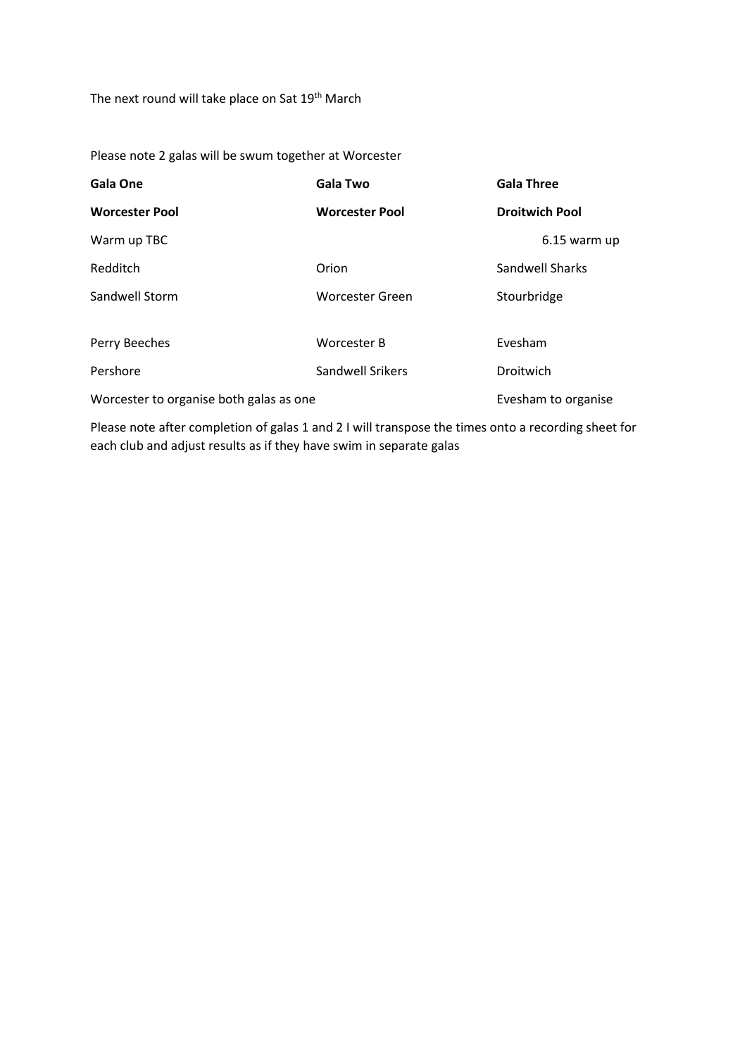The next round will take place on Sat 19th March

Please note 2 galas will be swum together at Worcester

| **Gala One** | **Gala Two** | **Gala Three** |
| --- | --- | --- |
| **Worcester Pool** | **Worcester Pool** | **Droitwich Pool** |
| Warm up TBC | | 6.15 warm up |
| Redditch | Orion | Sandwell Sharks |
| Sandwell Storm | Worcester Green | Stourbridge |
| Perry Beeches | Worcester B | Evesham |
| Pershore | Sandwell Srikers | Droitwich |
| Worcester to organise both galas as one | | Evesham to organise |

Please note after completion of galas 1 and 2 I will transpose the times onto a recording sheet for each club and adjust results as if they have swim in separate galas